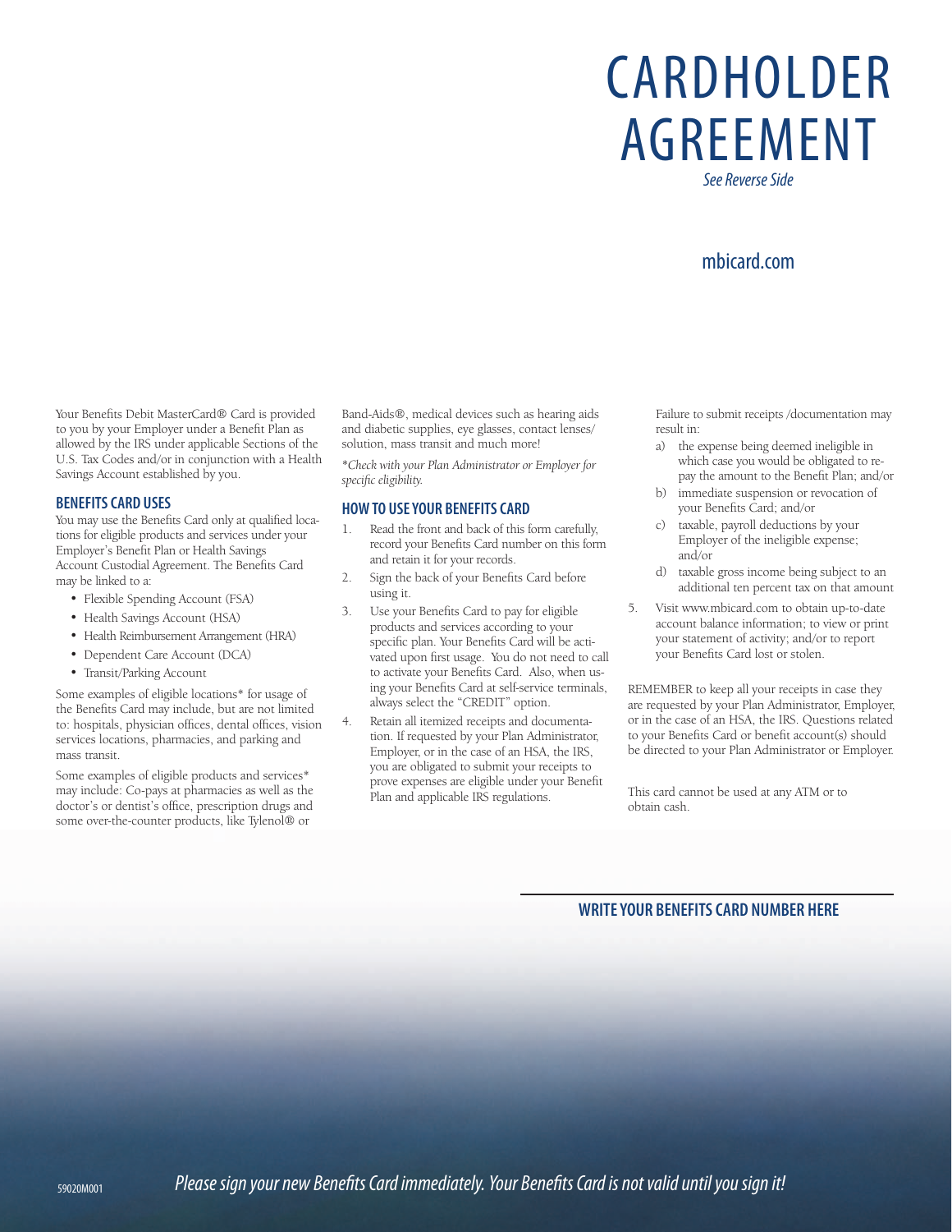# CARDHOLDER AGREEMENT

*See Reverse Side*

mbicard.com

Your Benefits Debit MasterCard® Card is provided to you by your Employer under a Benefit Plan as allowed by the IRS under applicable Sections of the U.S. Tax Codes and/or in conjunction with a Health Savings Account established by you.

## BENEFITS CARD USES

You may use the Benefits Card only at qualified locations for eligible products and services under your Employer's Benefit Plan or Health Savings Account Custodial Agreement. The Benefits Card may be linked to a:

- Flexible Spending Account (FSA)
- Health Savings Account (HSA)
- Health Reimbursement Arrangement (HRA)
- Dependent Care Account (DCA)
- Transit/Parking Account

Some examples of eligible locations* for usage of the Benefits Card may include, but are not limited to: hospitals, physician offices, dental offices, vision services locations, pharmacies, and parking and mass transit.

Some examples of eligible products and services* may include: Co-pays at pharmacies as well as the doctor's or dentist's office, prescription drugs and some over-the-counter products, like Tylenol® or Band-Aids®, medical devices such as hearing aids and diabetic supplies, eye glasses, contact lenses/solution, mass transit and much more!

*\*Check with your Plan Administrator or Employer for specific eligibility.*

## HOW TO USE YOUR BENEFITS CARD

1. Read the front and back of this form carefully, record your Benefits Card number on this form and retain it for your records.
2. Sign the back of your Benefits Card before using it.
3. Use your Benefits Card to pay for eligible products and services according to your specific plan. Your Benefits Card will be activated upon first usage. You do not need to call to activate your Benefits Card. Also, when using your Benefits Card at self-service terminals, always select the "CREDIT" option.
4. Retain all itemized receipts and documentation. If requested by your Plan Administrator, Employer, or in the case of an HSA, the IRS, you are obligated to submit your receipts to prove expenses are eligible under your Benefit Plan and applicable IRS regulations.

   Failure to submit receipts /documentation may result in:

   a) the expense being deemed ineligible in which case you would be obligated to repay the amount to the Benefit Plan; and/or
   b) immediate suspension or revocation of your Benefits Card; and/or
   c) taxable, payroll deductions by your Employer of the ineligible expense; and/or
   d) taxable gross income being subject to an additional ten percent tax on that amount
5. Visit www.mbicard.com to obtain up-to-date account balance information; to view or print your statement of activity; and/or to report your Benefits Card lost or stolen.

REMEMBER to keep all your receipts in case they are requested by your Plan Administrator, Employer, or in the case of an HSA, the IRS. Questions related to your Benefits Card or benefit account(s) should be directed to your Plan Administrator or Employer.

This card cannot be used at any ATM or to obtain cash.

**WRITE YOUR BENEFITS CARD NUMBER HERE**

59020M001

*Please sign your new Benefits Card immediately. Your Benefits Card is not valid until you sign it!*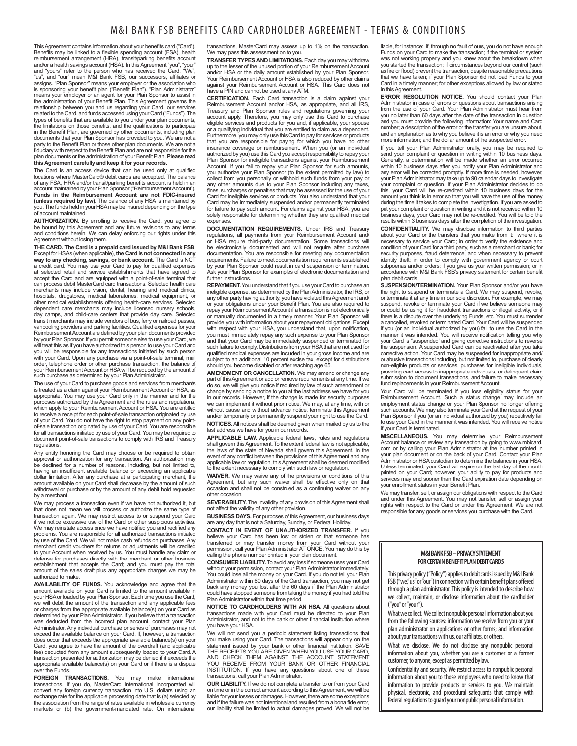# M&I BANK FSB BENEFITS CARD CARDHOLDER AGREEMENT - TERMS & CONDITIONS

This Agreement contains information about your benefits card ("Card"). Benefits may be linked to a flexible spending account (FSA), health reimbursement arrangement (HRA), transit/parking benefits account and/or a health savings account (HSA). In this Agreement "you", "your" and "yours" refer to the person who has received the Card. "We", "us", and "our" mean M&I Bank FSB, our successors, affiliates or assigns. "Plan Sponsor" means your employer or the association who is sponsoring your benefit plan ("Benefit Plan"). "Plan Administrator" means your employer or an agent for your Plan Sponsor to assist in the administration of your Benefit Plan. This Agreement governs the relationship between you and us regarding your Card, our services related to the Card, and funds accessed using your Card ("Funds"). The types of benefits that are available to you under your plan documents, the limitations on those benefits, and the qualifications to participate in the Benefit Plan, are governed by other documents, including plan documents that your Plan Sponsor has provided to you. We are not a party to the Benefit Plan or those other plan documents. We are not a fiduciary with respect to the Benefit Plan and are not responsible for the plan documents or the administration of your Benefit Plan. **Please read this Agreement carefully and keep it for your records.**

The Card is an access device that can be used only at qualified locations where MasterCard® debit cards are accepted. The balance of any FSA, HRA and/or transit/parking benefits account is held in an account maintained by your Plan Sponsor ("Reimbursement Account"). **Funds in the Reimbursement Account are not FDIC-insured (unless required by law).** The balance of any HSA is maintained by you. The funds held in your HSA may be insured depending on the type of account maintained.

**AUTHORIZATION.** By enrolling to receive the Card, you agree to be bound by this Agreement and any future revisions to any terms and conditions herein. We can delay enforcing our rights under this Agreement without losing them.

**THE CARD. The Card is a prepaid card issued by M&I Bank FSB**. Except for HSAs (when applicable), **the Card is not connected in any way to any checking, savings, or bank account.** The Card is NOT a credit card. You may use your Card to pay for qualified expenses at selected retail and service establishments that have agreed to accept the Card and are equipped with a point-of-sale terminal that can process debit MasterCard card transactions. Selected health care merchants may include vision, dental, hearing and medical clinics, hospitals, drugstores, medical laboratories, medical equipment, or other medical establishments offering health-care services. Selected dependent care merchants may include licensed nursery schools, day camps, and child-care centers that provide day care. Selected transit merchants may include vendors of bus, ferry or railroad passes, vanpooling providers and parking facilities. Qualified expenses for your Reimbursement Account are defined by your plan documents provided by your Plan Sponsor. If you permit someone else to use your Card, we will treat this as if you have authorized this person to use your Card and you will be responsible for any transactions initiated by such person with your Card. Upon any purchase via a point-of-sale terminal, mail order, telephone order or other purchase transaction, the balance of your Reimbursement Account or HSA will be reduced by the amount of such purchase as determined by your Plan Administrator.

The use of your Card to purchase goods and services from merchants is treated as a claim against your Reimbursement Account or HSA, as appropriate. You may use your Card only in the manner and for the purposes authorized by this Agreement and the rules and regulations, which apply to your Reimbursement Account or HSA. You are entitled to receive a receipt for each point-of-sale transaction originated by use of your Card. You do not have the right to stop payment on any point-of-sale transaction originated by use of your Card. You are responsible for all transactions initiated by use of your Card. You may be required to document point-of-sale transactions to comply with IRS and Treasury regulations.

Any entity honoring the Card may choose or be required to obtain approval or authorization for any transaction. An authorization may be declined for a number of reasons, including, but not limited to, having an insufficient available balance or exceeding an applicable dollar limitation. After any purchase at a participating merchant, the amount available on your Card shall decrease by the amount of such withdrawal or purchase or by the amount of any debit hold requested by a merchant.

We may process a transaction even if we have not authorized it, but that does not mean we will process or authorize the same type of transaction again. We may restrict access to or suspend your Card if we notice excessive use of the Card or other suspicious activities. We may reinstate access once we have notified you and rectified any problems. You are responsible for all authorized transactions initiated by use of the Card. We will not make cash refunds on purchases. Any merchant credit vouchers for returns or adjustments will be credited to your Account when received by us. You must handle any claim or defense for purchases directly with the merchant or other business establishment that accepts the Card; and you must pay the total amount of the sales draft plus any appropriate charges we may be authorized to make.

**AVAILABILITY OF FUNDS.** You acknowledge and agree that the amount available on your Card is limited to the amount available in your HSA or loaded by your Plan Sponsor. Each time you use the Card, we will debit the amount of the transaction and any applicable fees or charges from the appropriate available balance(s) on your Card as determined by your Plan Administrator. If you believe that a transaction was deducted from the incorrect plan account, contact your Plan Administrator. Any individual purchase or series of purchases may not exceed the available balance on your Card. If, however, a transaction does occur that exceeds the appropriate available balance(s) on your Card, you agree to have the amount of the overdraft (and applicable fee) deducted from any amount subsequently loaded to your Card. A transaction presented for authorization may be denied if it exceeds the appropriate available balance(s) on your Card or if there is a dispute over the Funds.

**FOREIGN TRANSACTIONS.** You may make international transactions. If you do, MasterCard International Incorporated will convert any foreign currency transaction into U.S. dollars using an exchange rate for the applicable processing date that is (a) selected by the association from the range of rates available in wholesale currency markets or (b) the government-mandated rate. On international transactions, MasterCard may assess up to 1% on the transaction. We may pass this assessment on to you.

**TRANSFER TYPES AND LIMITATIONS.** Each day you may withdraw up to the lesser of the unused portion of your Reimbursement Account and/or HSA or the daily amount established by your Plan Sponsor. Your Reimbursement Account or HSA is also reduced by other claims against your Reimbursement Account or HSA. This Card does not have a PIN and cannot be used at any ATM.

**CERTIFICATION.** Each Card transaction is a claim against your Reimbursement Account and/or HSA, as appropriate, and all IRS, Treasury and Plan Sponsor rules and regulations governing your account apply. Therefore, you may only use this Card to purchase eligible services and products for you and, if applicable, your spouse or a qualifying individual that you are entitled to claim as a dependent. Furthermore, you may only use this Card to pay for services or products that you are responsible for paying for which you have no other insurance coverage or reimbursement. When you (or an individual authorized by you) use this Card you accept responsibility to repay your Plan Sponsor for ineligible transactions against your Reimbursement Account. If you fail to repay your Plan Sponsor for such amounts, you authorize your Plan Sponsor (to the extent permitted by law) to collect from you personally or withhold such funds from your pay or any other amounts due to your Plan Sponsor including any taxes, fines, surcharges or penalties that may be assessed for the use of your Card for ineligible services or products. You also understand that your Card may be immediately suspended and/or permanently terminated for failure to pay such amount. For claims against your HSA, you are solely responsible for determining whether they are qualified medical expenses.

**DOCUMENTATION REQUIREMENTS.** Under IRS and Treasury regulations, all payments from your Reimbursement Account and/or HSA require third-party documentation. Some transactions will be electronically documented and will not require after purchase documentation. You are responsible for meeting any documentation requirements. Failure to meet documentation requirements established by your Plan Sponsor could result in card suspension or termination. Ask your Plan Sponsor for examples of electronic documentation and further instructions.

**REPAYMENT.** You understand that if you use your Card to purchase an ineligible expense, as determined by the Plan Administrator, the IRS, or any other party having authority, you have violated this Agreement and/or your obligations under your Benefit Plan. You are also required to repay your Reimbursement Account if a transaction is not electronically or manually documented in a timely manner. Your Plan Sponsor will provide you with information about your repayment obligations. Except with respect with your HSA, you understand that, upon notification, you must immediately repay any such expense to your Plan Sponsor and that your Card may be immediately suspended or terminated for such failure to comply. Distributions from your HSA that are not used for qualified medical expenses are included in your gross income and are subject to an additional 10 percent excise tax, except for distributions should you become disabled or after reaching age 65.

**AMENDMENT OR CANCELLATION.** We may amend or change any part of this Agreement or add or remove requirements at any time. If we do so, we will give you notice if required by law of such amendment or change by sending a notice to you at the last address we have for you in our records. However, if the change is made for security purposes we can implement it without prior notice. We may, at any time, with or without cause and without advance notice, terminate this Agreement and/or temporarily or permanently suspend your right to use the Card.

**NOTICES.** All notices shall be deemed given when mailed by us to the last address we have for you in our records.

**APPLICABLE LAW.** Applicable federal laws, rules and regulations shall govern this Agreement. To the extent federal law is not applicable, the laws of the state of Nevada shall govern this Agreement. In the event of any conflict between the provisions of this Agreement and any applicable law or regulation, this Agreement shall be deemed modified to the extent necessary to comply with such law or regulation.

**WAIVER.** We may waive any of the provisions or conditions of this Agreement, but any such waiver shall be effective only on that occasion and shall not be construed as a continuing waiver on any other occasion.

**SEVERABILITY.** The invalidity of any provision of this Agreement shall not affect the validity of any other provision.

**BUSINESS DAYS.** For purposes of this Agreement, our business days are any day that is not a Saturday, Sunday, or Federal Holiday.

**CONTACT IN EVENT OF UNAUTHORIZED TRANSFER.** If you believe your Card has been lost or stolen or that someone has transferred or may transfer money from your Card without your permission, call your Plan Administrator AT ONCE. You may do this by calling the phone number printed in your plan document.

**CONSUMER LIABILITY.** To avoid any loss if someone uses your Card without your permission, contact your Plan Administrator immediately. You could lose all the money on your Card. If you do not tell your Plan Administrator within 60 days of the Card transaction, you may not get back any money you lost after the 60 days if the Plan Administrator could have stopped someone from taking the money if you had told the Plan Administrator within that time period.

**NOTICE TO CARDHOLDERS WITH AN HSA.** All questions about transactions made with your Card must be directed to your Plan Administrator, and not to the bank or other financial institution where you have your HSA.

We will not send you a periodic statement listing transactions that you make using your Card. The transactions will appear only on the statement issued by your bank or other financial institution. SAVE THE RECEIPTS YOU ARE GIVEN WHEN YOU USE YOUR CARD, AND CHECK THEM AGAINST THE ACCOUNT STATEMENT YOU RECEIVE FROM YOUR BANK OR OTHER FINANCIAL INSTITUTION. If you have any questions about one of these transactions, call your Plan Administrator.

**OUR LIABILITY.** If we do not complete a transfer to or from your Card on time or in the correct amount according to this Agreement, we will be liable for your losses or damages. However, there are some exceptions and if the failure was not intentional and resulted from a bona fide error, our liability shall be limited to actual damages proved. We will not be liable, for instance: if, through no fault of ours, you do not have enough Funds on your Card to make the transaction; if the terminal or system was not working properly and you knew about the breakdown when you started the transaction; if circumstances beyond our control (such as fire or flood) prevent the transaction, despite reasonable precautions that we have taken; if your Plan Sponsor did not load Funds to your Card in a timely manner; for other exceptions allowed by law or stated in this Agreement.

**ERROR RESOLUTION NOTICE.** You should contact your Plan Administrator in case of errors or questions about transactions arising from the use of your Card. Your Plan Administrator must hear from you no later than 60 days after the date of the transaction in question and you must provide the following information: Your name and Card number; a description of the error or the transfer you are unsure about, and an explanation as to why you believe it is an error or why you need more information; and the dollar amount of the suspected error.

If you tell your Plan Administrator orally, you may be required to send your complaint or question in writing within 10 business days. Generally, a determination will be made whether an error occurred within 10 business days after you notify your Plan Administrator and any error will be corrected promptly. If more time is needed, however, your Plan Administrator may take up to 90 calendar days to investigate your complaint or question. If your Plan Administrator decides to do this, your Card will be re-credited within 10 business days for the amount you think is in error so that you will have the use of the money during the time it takes to complete the investigation. If you are asked to put your complaint or question in writing and it is not received within 10 business days, your Card may not be re-credited. You will be told the results within 3 business days after the completion of the investigation.

**CONFIDENTIALITY.** We may disclose information to third parties about your Card or the transfers that you make from it: where it is necessary to service your Card; in order to verify the existence and condition of your Card for a third party, such as a merchant or bank; for security purposes, fraud deterrence, and when necessary to prevent identity theft; in order to comply with government agency or court subpoenas and/or orders; if you give us your written permission; or in accordance with M&I Bank FSB's privacy statement for certain benefit plan debit cards.

**SUSPENSION/TERMINATION.** Your Plan Sponsor and/or you have the right to suspend or terminate a Card. We may suspend, revoke, or terminate it at any time in our sole discretion. For example, we may suspend, revoke or terminate your Card if we believe someone may or could be using it for fraudulent transactions or illegal activity, or if there is a dispute over the underlying Funds, etc. You must surrender a cancelled, revoked or terminated Card. Your Card will be suspended if you (or an individual authorized by you) fail to use the Card in the manner it was intended. You will receive notification telling you why your Card is "suspended" and giving corrective instructions to reverse the suspension. A suspended Card can be reactivated after you take corrective action. Your Card may be suspended for inappropriate and/or abusive transactions including, but not limited to, purchase of clearly non-eligible products or services, purchases for ineligible individuals, providing card access to inappropriate individuals, or delinquent claim submission to document transactions, and failure to make necessary fund replacements in your Reimbursement Account.

Your Card will be terminated if you lose eligibility status for your Reimbursement Account. Such a status change may include an employment status change or your Plan Sponsor no longer offering such accounts. We may also terminate your Card at the request of your Plan Sponsor if you (or an individual authorized by you) repetitively fail to use your Card in the manner it was intended. You will receive notice if your Card is terminated.

**MISCELLANEOUS.** You may determine your Reimbursement Account balance or review any transaction by going to www.mbicard.com or by calling your Plan Administrator at the number printed in your plan document or on the back of your Card. Contact your Plan Administrator or HSA custodian to determine the balance in your HSA. Unless terminated, your Card will expire on the last day of the month printed on your Card; however, your ability to pay for products and services may end sooner than the Card expiration date depending on your enrollment status in your Benefit Plan.

We may transfer, sell, or assign our obligations with respect to the Card and under this Agreement. You may not transfer, sell or assign your rights with respect to the Card or under this Agreement. We are not responsible for any goods or services you purchase with the Card.

## M&I BANK FSB – PRIVACY STATEMENT FOR CERTAIN BENEFIT PLAN DEBIT CARDS

This privacy policy ("Policy") applies to debit cards issued by M&I Bank FSB ("we," us" or "our") in connection with certain benefit plans offered through a plan administrator. This policy is intended to describe how we collect, maintain, or disclose information about the cardholder ("you" or "your").

What we collect. We collect nonpublic personal information about you from the following sources: information we receive from you or your plan administrator on applications or other forms; and information about your transactions with us, our affiliates, or others.

What we disclose. We do not disclose any nonpublic personal information about you, whether you are a customer or a former customer, to anyone, except as permitted by law.

Confidentiality and security. We restrict access to nonpublic personal information about you to those employees who need to know that information to provide products or services to you. We maintain physical, electronic, and procedural safeguards that comply with federal regulations to guard your nonpublic personal information.